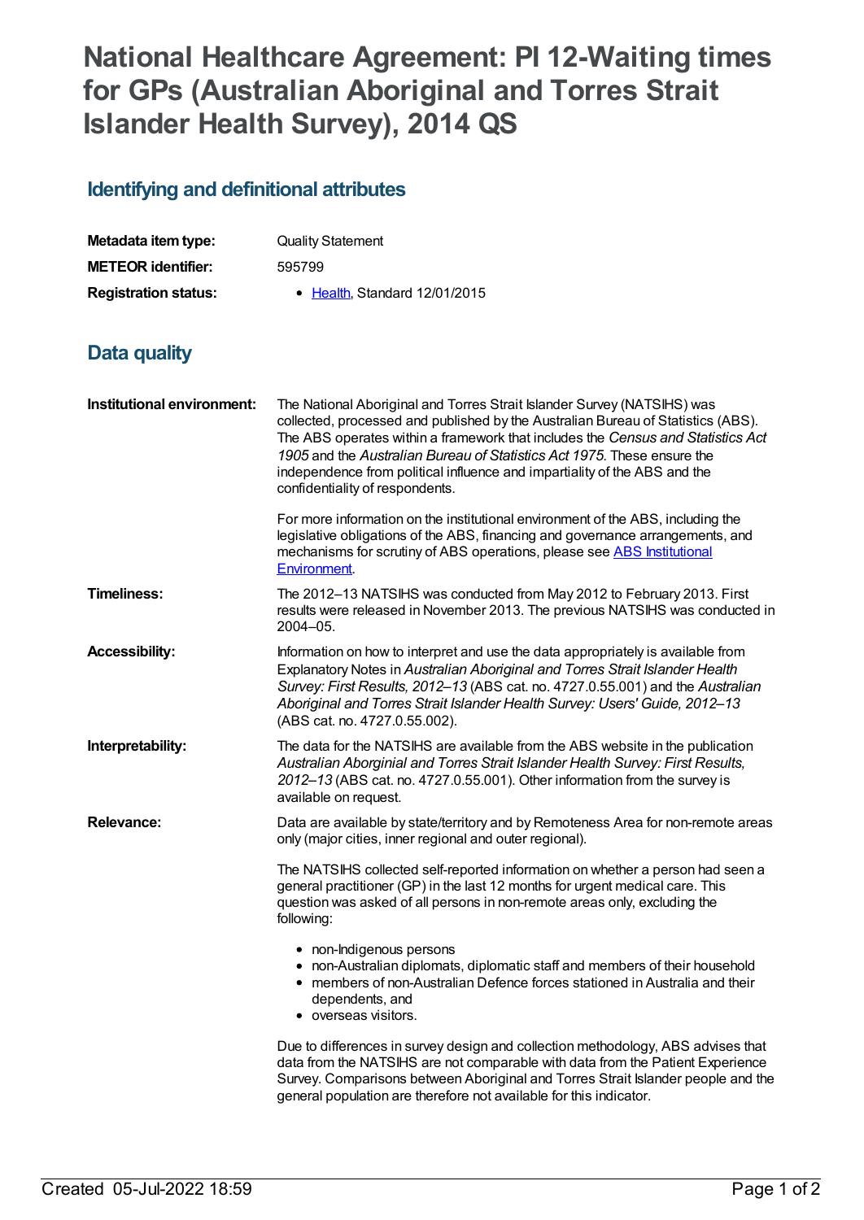# National Healthcare Agreement: PI 12-Waiting times for GPs (Australian Aboriginal and Torres Strait Islander Health Survey), 2014 QS

## Identifying and definitional attributes

| | |
|---|---|
| **Metadata item type:** | Quality Statement |
| **METEOR identifier:** | 595799 |
| **Registration status:** | • Health, Standard 12/01/2015 |

## Data quality

**Institutional environment:**

The National Aboriginal and Torres Strait Islander Survey (NATSIHS) was collected, processed and published by the Australian Bureau of Statistics (ABS). The ABS operates within a framework that includes the *Census and Statistics Act 1905* and the *Australian Bureau of Statistics Act 1975*. These ensure the independence from political influence and impartiality of the ABS and the confidentiality of respondents.

For more information on the institutional environment of the ABS, including the legislative obligations of the ABS, financing and governance arrangements, and mechanisms for scrutiny of ABS operations, please see ABS Institutional Environment.

**Timeliness:**

The 2012–13 NATSIHS was conducted from May 2012 to February 2013. First results were released in November 2013. The previous NATSIHS was conducted in 2004–05.

**Accessibility:**

Information on how to interpret and use the data appropriately is available from Explanatory Notes in *Australian Aboriginal and Torres Strait Islander Health Survey: First Results, 2012–13* (ABS cat. no. 4727.0.55.001) and the *Australian Aboriginal and Torres Strait Islander Health Survey: Users' Guide, 2012–13* (ABS cat. no. 4727.0.55.002).

**Interpretability:**

The data for the NATSIHS are available from the ABS website in the publication *Australian Aborginial and Torres Strait Islander Health Survey: First Results, 2012–13* (ABS cat. no. 4727.0.55.001). Other information from the survey is available on request.

**Relevance:**

Data are available by state/territory and by Remoteness Area for non-remote areas only (major cities, inner regional and outer regional).

The NATSIHS collected self-reported information on whether a person had seen a general practitioner (GP) in the last 12 months for urgent medical care. This question was asked of all persons in non-remote areas only, excluding the following:

- non-Indigenous persons
- non-Australian diplomats, diplomatic staff and members of their household
- members of non-Australian Defence forces stationed in Australia and their dependents, and
- overseas visitors.

Due to differences in survey design and collection methodology, ABS advises that data from the NATSIHS are not comparable with data from the Patient Experience Survey. Comparisons between Aboriginal and Torres Strait Islander people and the general population are therefore not available for this indicator.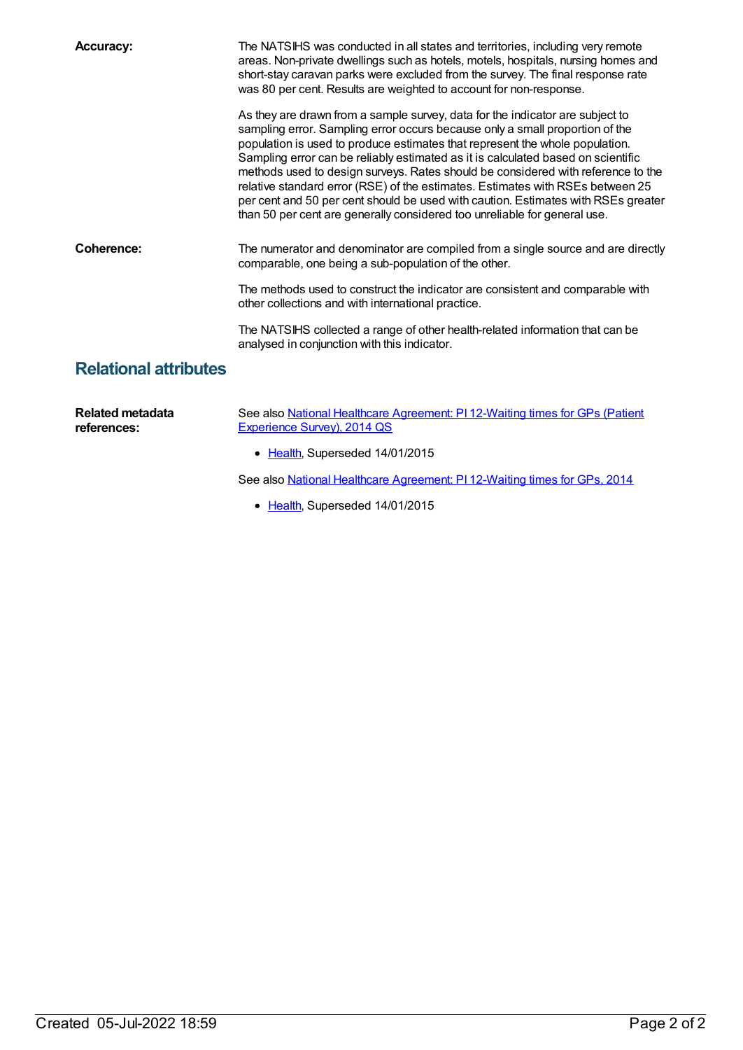**Accuracy:**

The NATSIHS was conducted in all states and territories, including very remote areas. Non-private dwellings such as hotels, motels, hospitals, nursing homes and short-stay caravan parks were excluded from the survey. The final response rate was 80 per cent. Results are weighted to account for non-response.

As they are drawn from a sample survey, data for the indicator are subject to sampling error. Sampling error occurs because only a small proportion of the population is used to produce estimates that represent the whole population. Sampling error can be reliably estimated as it is calculated based on scientific methods used to design surveys. Rates should be considered with reference to the relative standard error (RSE) of the estimates. Estimates with RSEs between 25 per cent and 50 per cent should be used with caution. Estimates with RSEs greater than 50 per cent are generally considered too unreliable for general use.

**Coherence:**

The numerator and denominator are compiled from a single source and are directly comparable, one being a sub-population of the other.

The methods used to construct the indicator are consistent and comparable with other collections and with international practice.

The NATSIHS collected a range of other health-related information that can be analysed in conjunction with this indicator.

## Relational attributes

**Related metadata references:**

See also National Healthcare Agreement: PI 12-Waiting times for GPs (Patient Experience Survey), 2014 QS

- Health, Superseded 14/01/2015

See also National Healthcare Agreement: PI 12-Waiting times for GPs, 2014

- Health, Superseded 14/01/2015